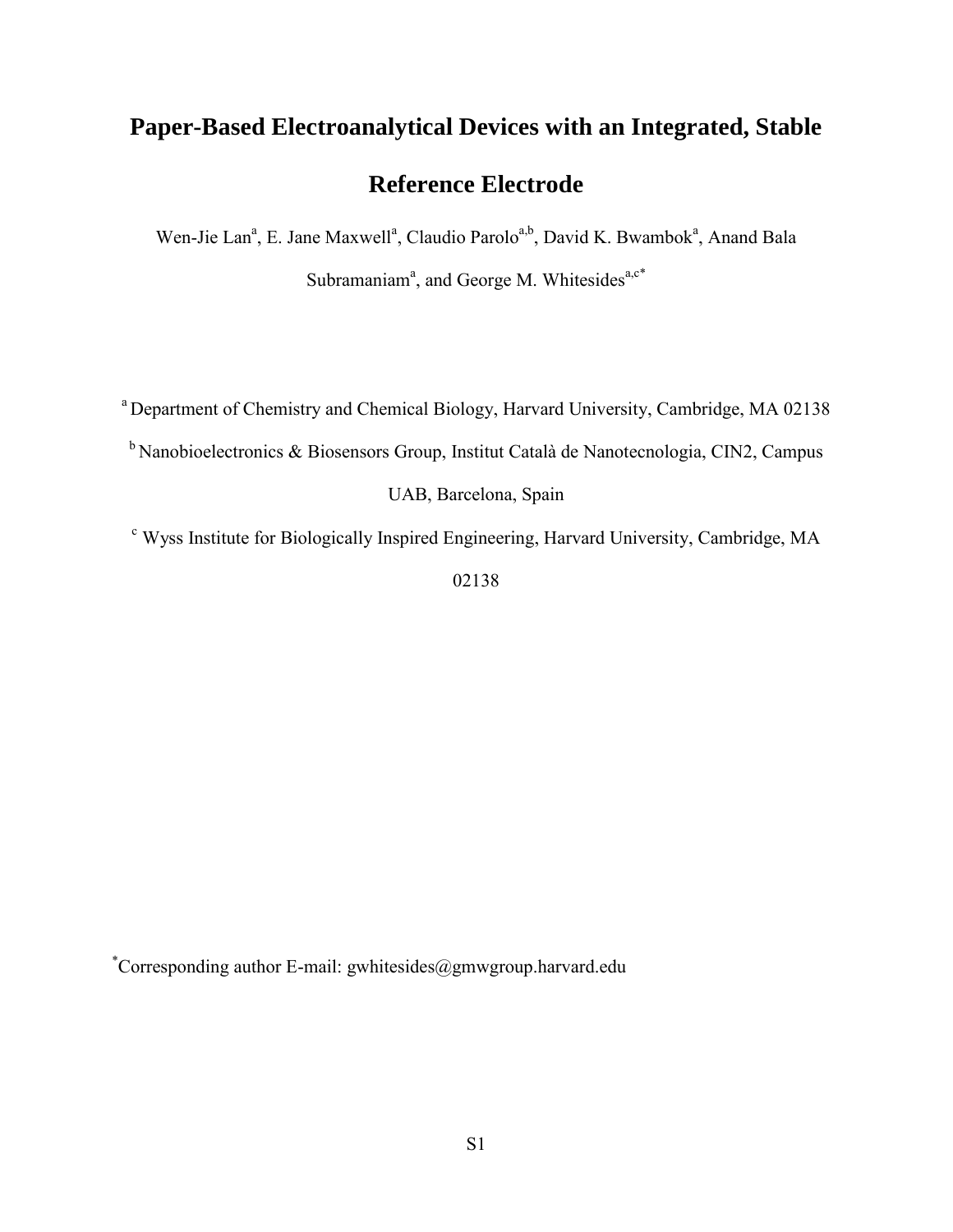# Paper-Based Electroanalytical Devices with an Integrated, Stable Reference Electrode

Wen-Jie Lan[a], E. Jane Maxwell[a], Claudio Parolo[a,b], David K. Bwambok[a], Anand Bala Subramaniam[a], and George M. Whitesides[a,c*]

[a] Department of Chemistry and Chemical Biology, Harvard University, Cambridge, MA 02138

[b] Nanobioelectronics & Biosensors Group, Institut Català de Nanotecnologia, CIN2, Campus UAB, Barcelona, Spain

[c] Wyss Institute for Biologically Inspired Engineering, Harvard University, Cambridge, MA 02138

[*] Corresponding author E-mail: gwhitesides@gmwgroup.harvard.edu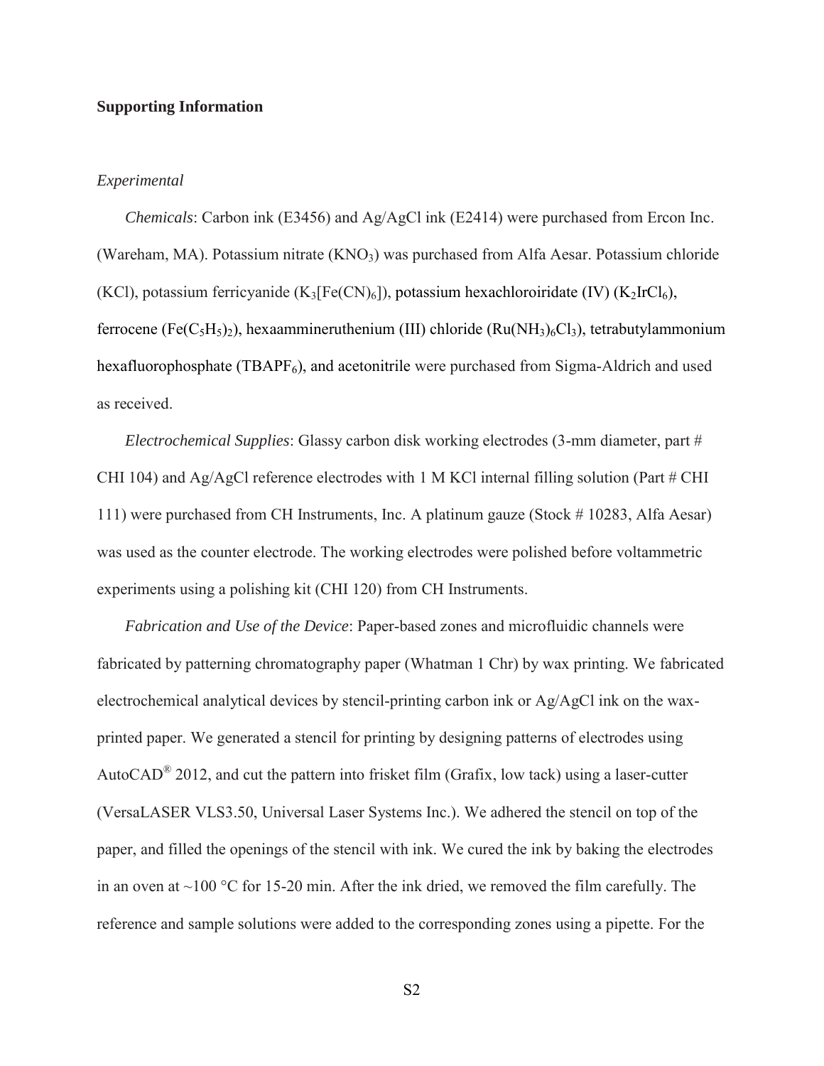**Supporting Information**

*Experimental*

*Chemicals*: Carbon ink (E3456) and Ag/AgCl ink (E2414) were purchased from Ercon Inc. (Wareham, MA). Potassium nitrate ($KNO_3$) was purchased from Alfa Aesar. Potassium chloride (KCl), potassium ferricyanide ($K_3[Fe(CN)_6]$), potassium hexachloroiridate (IV) ($K_2IrCl_6$), ferrocene ($Fe(C_5H_5)_2$), hexaammineruthenium (III) chloride ($Ru(NH_3)_6Cl_3$), tetrabutylammonium hexafluorophosphate ($TBAPF_6$), and acetonitrile were purchased from Sigma-Aldrich and used as received.

*Electrochemical Supplies*: Glassy carbon disk working electrodes (3-mm diameter, part # CHI 104) and Ag/AgCl reference electrodes with 1 M KCl internal filling solution (Part # CHI 111) were purchased from CH Instruments, Inc. A platinum gauze (Stock # 10283, Alfa Aesar) was used as the counter electrode. The working electrodes were polished before voltammetric experiments using a polishing kit (CHI 120) from CH Instruments.

*Fabrication and Use of the Device*: Paper-based zones and microfluidic channels were fabricated by patterning chromatography paper (Whatman 1 Chr) by wax printing. We fabricated electrochemical analytical devices by stencil-printing carbon ink or Ag/AgCl ink on the wax-printed paper. We generated a stencil for printing by designing patterns of electrodes using AutoCAD® 2012, and cut the pattern into frisket film (Grafix, low tack) using a laser-cutter (VersaLASER VLS3.50, Universal Laser Systems Inc.). We adhered the stencil on top of the paper, and filled the openings of the stencil with ink. We cured the ink by baking the electrodes in an oven at ~100 °C for 15-20 min. After the ink dried, we removed the film carefully. The reference and sample solutions were added to the corresponding zones using a pipette. For the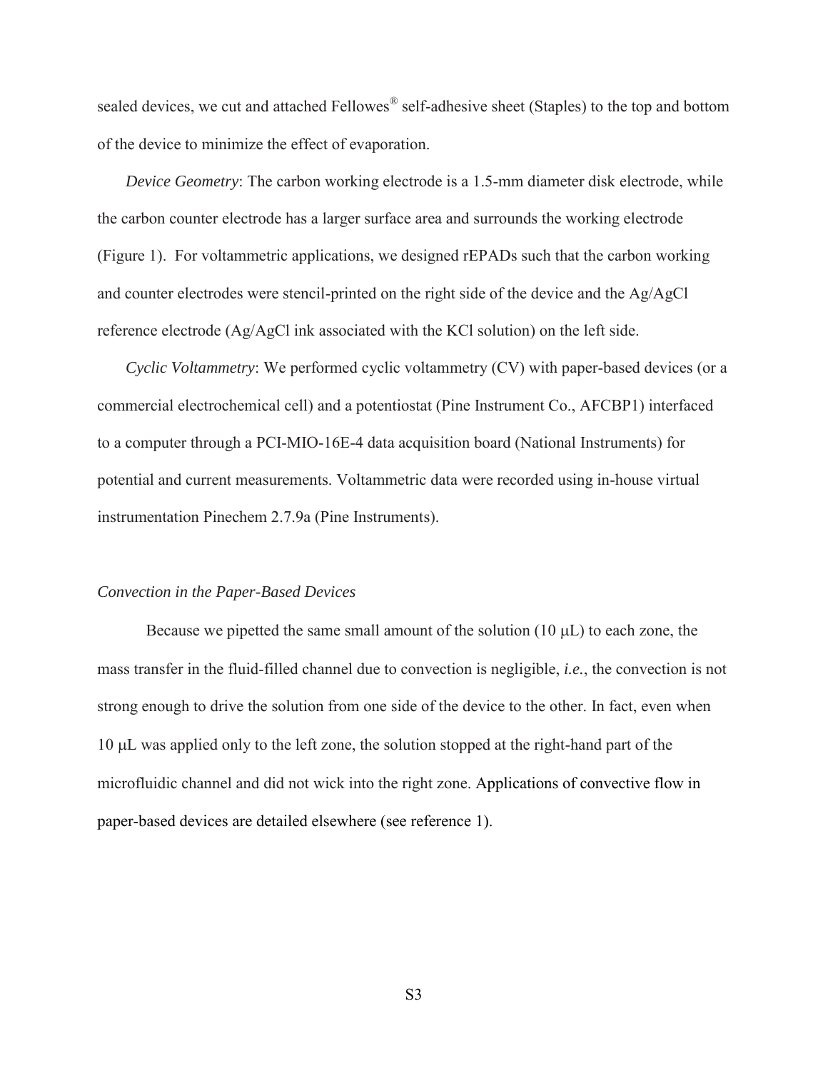sealed devices, we cut and attached Fellowes® self-adhesive sheet (Staples) to the top and bottom of the device to minimize the effect of evaporation.

*Device Geometry*: The carbon working electrode is a 1.5-mm diameter disk electrode, while the carbon counter electrode has a larger surface area and surrounds the working electrode (Figure 1). For voltammetric applications, we designed rEPADs such that the carbon working and counter electrodes were stencil-printed on the right side of the device and the Ag/AgCl reference electrode (Ag/AgCl ink associated with the KCl solution) on the left side.

*Cyclic Voltammetry*: We performed cyclic voltammetry (CV) with paper-based devices (or a commercial electrochemical cell) and a potentiostat (Pine Instrument Co., AFCBP1) interfaced to a computer through a PCI-MIO-16E-4 data acquisition board (National Instruments) for potential and current measurements. Voltammetric data were recorded using in-house virtual instrumentation Pinechem 2.7.9a (Pine Instruments).

### *Convection in the Paper-Based Devices*

Because we pipetted the same small amount of the solution (10 μL) to each zone, the mass transfer in the fluid-filled channel due to convection is negligible, ***i.e.***, the convection is not strong enough to drive the solution from one side of the device to the other. In fact, even when 10 μL was applied only to the left zone, the solution stopped at the right-hand part of the microfluidic channel and did not wick into the right zone. Applications of convective flow in paper-based devices are detailed elsewhere (see reference 1).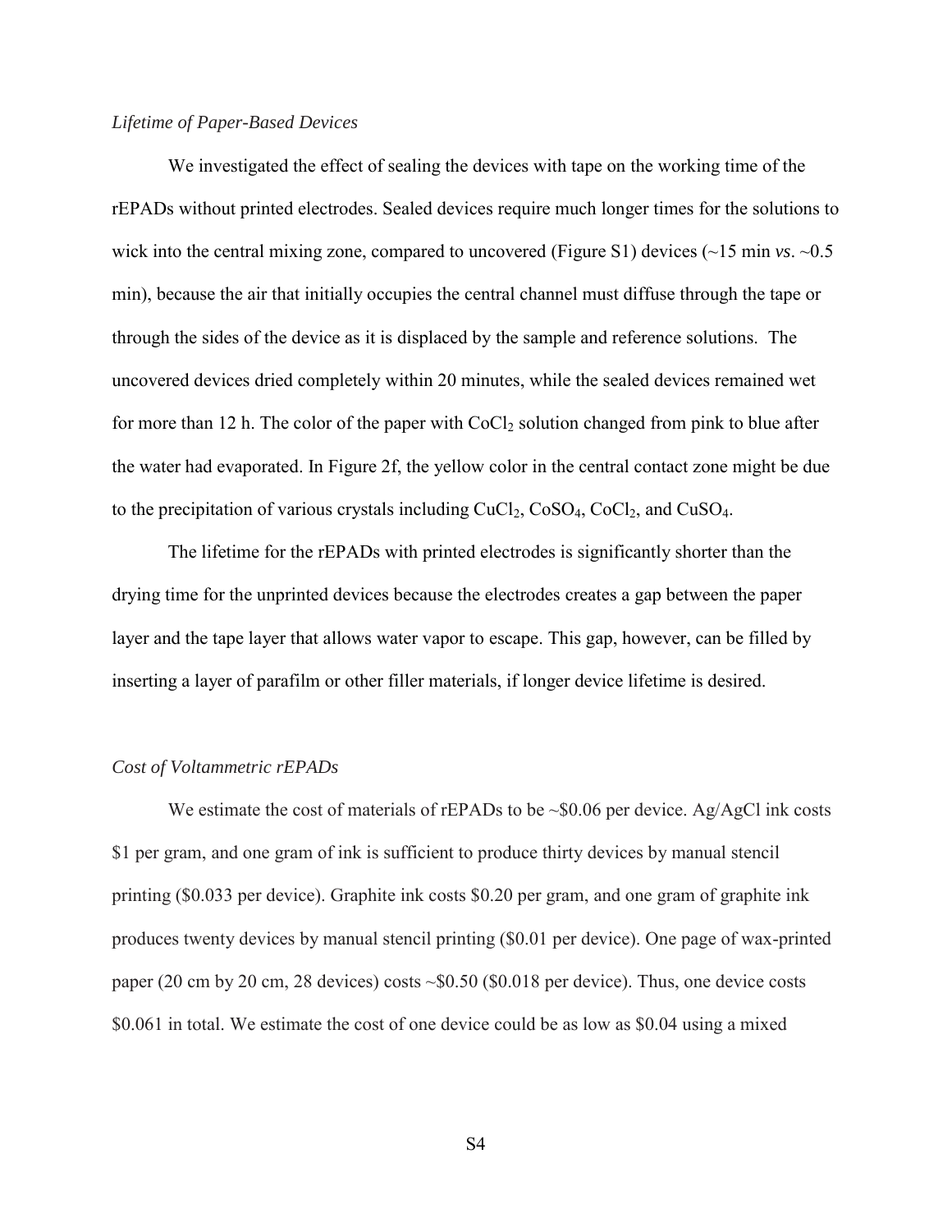*Lifetime of Paper-Based Devices*

We investigated the effect of sealing the devices with tape on the working time of the rEPADs without printed electrodes. Sealed devices require much longer times for the solutions to wick into the central mixing zone, compared to uncovered (Figure S1) devices (~15 min *vs*. ~0.5 min), because the air that initially occupies the central channel must diffuse through the tape or through the sides of the device as it is displaced by the sample and reference solutions. The uncovered devices dried completely within 20 minutes, while the sealed devices remained wet for more than 12 h. The color of the paper with $CoCl_2$ solution changed from pink to blue after the water had evaporated. In Figure 2f, the yellow color in the central contact zone might be due to the precipitation of various crystals including $CuCl_2$, $CoSO_4$, $CoCl_2$, and $CuSO_4$.

The lifetime for the rEPADs with printed electrodes is significantly shorter than the drying time for the unprinted devices because the electrodes creates a gap between the paper layer and the tape layer that allows water vapor to escape. This gap, however, can be filled by inserting a layer of parafilm or other filler materials, if longer device lifetime is desired.

*Cost of Voltammetric rEPADs*

We estimate the cost of materials of rEPADs to be ~$0.06 per device. Ag/AgCl ink costs $1 per gram, and one gram of ink is sufficient to produce thirty devices by manual stencil printing ($0.033 per device). Graphite ink costs $0.20 per gram, and one gram of graphite ink produces twenty devices by manual stencil printing ($0.01 per device). One page of wax-printed paper (20 cm by 20 cm, 28 devices) costs ~$0.50 ($0.018 per device). Thus, one device costs $0.061 in total. We estimate the cost of one device could be as low as $0.04 using a mixed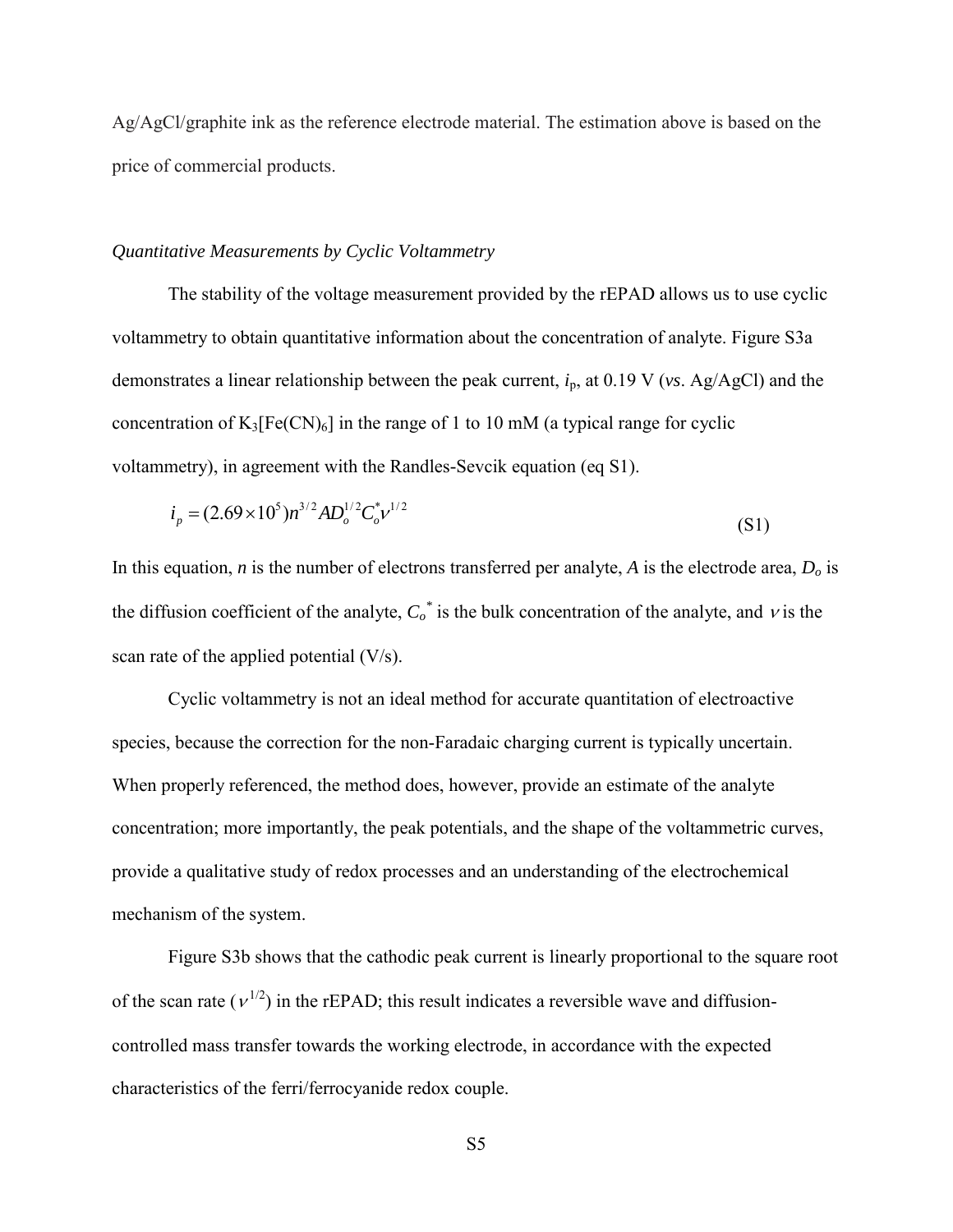Ag/AgCl/graphite ink as the reference electrode material. The estimation above is based on the price of commercial products.

*Quantitative Measurements by Cyclic Voltammetry*

The stability of the voltage measurement provided by the rEPAD allows us to use cyclic voltammetry to obtain quantitative information about the concentration of analyte. Figure S3a demonstrates a linear relationship between the peak current, $i_p$, at 0.19 V (*vs*. Ag/AgCl) and the concentration of $K_3[Fe(CN)_6]$ in the range of 1 to 10 mM (a typical range for cyclic voltammetry), in agreement with the Randles-Sevcik equation (eq S1).

$$i_p = (2.69 \times 10^5) n^{3/2} A D_o^{1/2} C_o^* \nu^{1/2} \tag{S1}$$

In this equation, $n$ is the number of electrons transferred per analyte, $A$ is the electrode area, $D_o$ is the diffusion coefficient of the analyte, $C_o^*$ is the bulk concentration of the analyte, and $\nu$ is the scan rate of the applied potential (V/s).

Cyclic voltammetry is not an ideal method for accurate quantitation of electroactive species, because the correction for the non-Faradaic charging current is typically uncertain. When properly referenced, the method does, however, provide an estimate of the analyte concentration; more importantly, the peak potentials, and the shape of the voltammetric curves, provide a qualitative study of redox processes and an understanding of the electrochemical mechanism of the system.

Figure S3b shows that the cathodic peak current is linearly proportional to the square root of the scan rate ($\nu^{1/2}$) in the rEPAD; this result indicates a reversible wave and diffusion-controlled mass transfer towards the working electrode, in accordance with the expected characteristics of the ferri/ferrocyanide redox couple.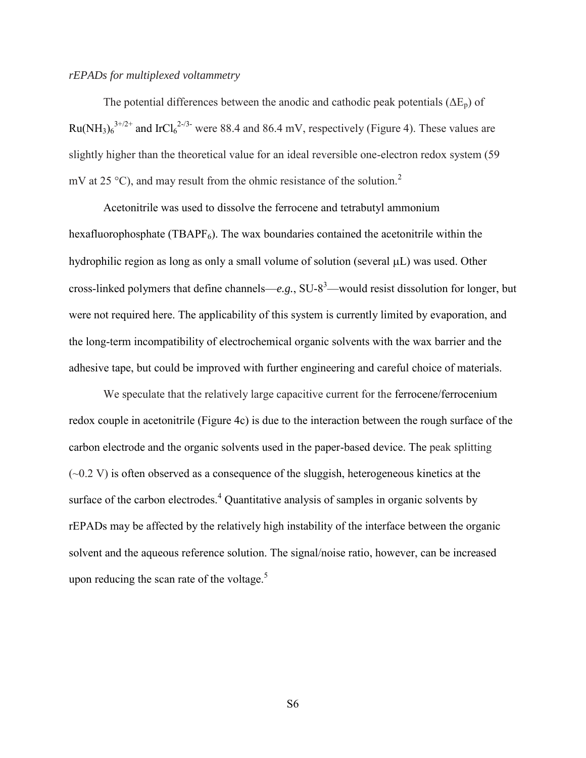*rEPADs for multiplexed voltammetry*

The potential differences between the anodic and cathodic peak potentials ($\Delta E_p$) of $Ru(NH_3)_6^{3+/2+}$ and $IrCl_6^{2-/3-}$ were 88.4 and 86.4 mV, respectively (Figure 4). These values are slightly higher than the theoretical value for an ideal reversible one-electron redox system (59 mV at 25 °C), and may result from the ohmic resistance of the solution.[2]

Acetonitrile was used to dissolve the ferrocene and tetrabutyl ammonium hexafluorophosphate ($TBAPF_6$). The wax boundaries contained the acetonitrile within the hydrophilic region as long as only a small volume of solution (several μL) was used. Other cross-linked polymers that define channels—*e.g.*, SU-8[3]—would resist dissolution for longer, but were not required here. The applicability of this system is currently limited by evaporation, and the long-term incompatibility of electrochemical organic solvents with the wax barrier and the adhesive tape, but could be improved with further engineering and careful choice of materials.

We speculate that the relatively large capacitive current for the ferrocene/ferrocenium redox couple in acetonitrile (Figure 4c) is due to the interaction between the rough surface of the carbon electrode and the organic solvents used in the paper-based device. The peak splitting (~0.2 V) is often observed as a consequence of the sluggish, heterogeneous kinetics at the surface of the carbon electrodes.[4] Quantitative analysis of samples in organic solvents by rEPADs may be affected by the relatively high instability of the interface between the organic solvent and the aqueous reference solution. The signal/noise ratio, however, can be increased upon reducing the scan rate of the voltage.[5]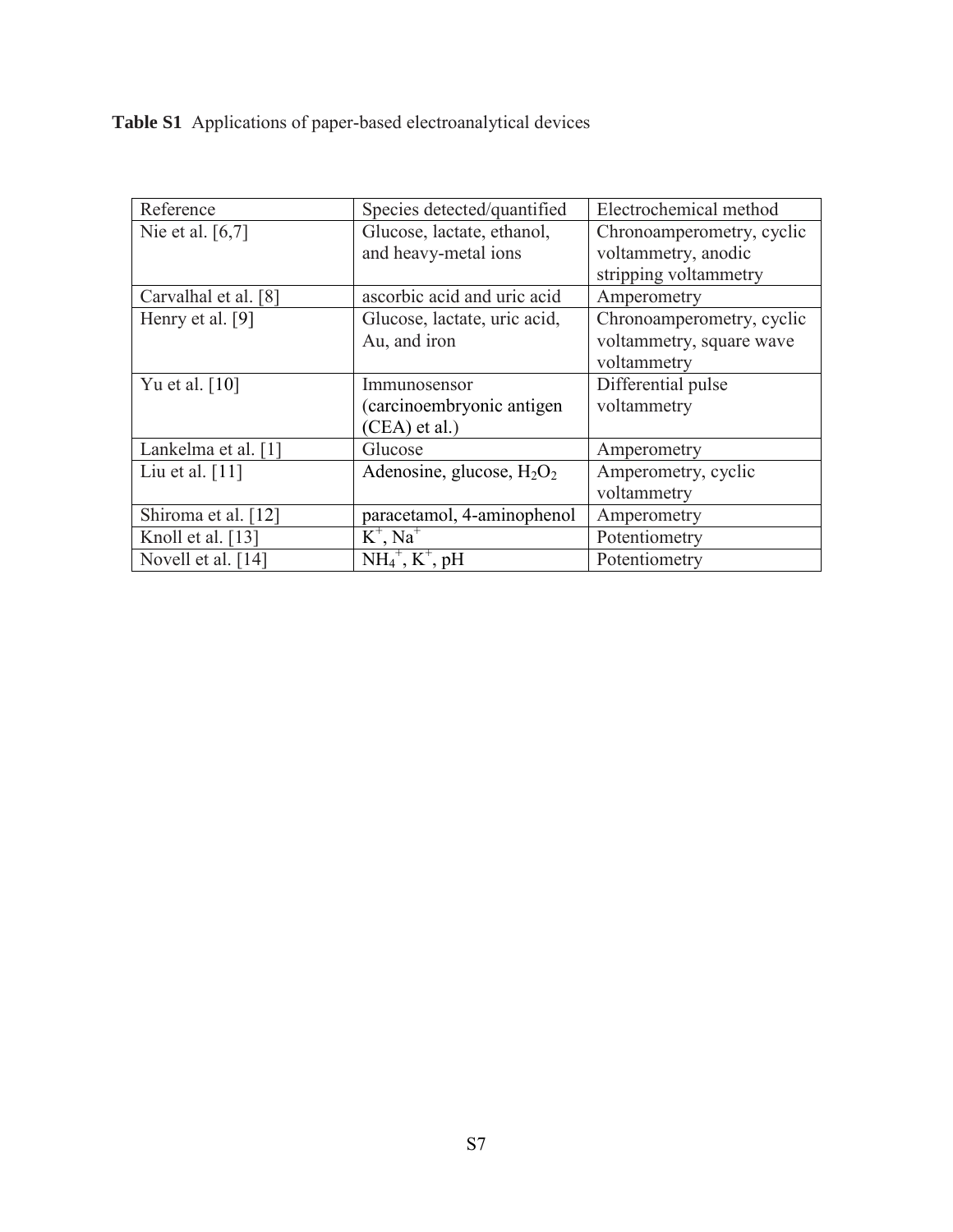**Table S1** Applications of paper-based electroanalytical devices

| Reference | Species detected/quantified | Electrochemical method |
|---|---|---|
| Nie et al. [6,7] | Glucose, lactate, ethanol, and heavy-metal ions | Chronoamperometry, cyclic voltammetry, anodic stripping voltammetry |
| Carvalhal et al. [8] | ascorbic acid and uric acid | Amperometry |
| Henry et al. [9] | Glucose, lactate, uric acid, Au, and iron | Chronoamperometry, cyclic voltammetry, square wave voltammetry |
| Yu et al. [10] | Immunosensor (carcinoembryonic antigen (CEA) et al.) | Differential pulse voltammetry |
| Lankelma et al. [1] | Glucose | Amperometry |
| Liu et al. [11] | Adenosine, glucose, $H_2O_2$ | Amperometry, cyclic voltammetry |
| Shiroma et al. [12] | paracetamol, 4-aminophenol | Amperometry |
| Knoll et al. [13] | $K^+$, $Na^+$ | Potentiometry |
| Novell et al. [14] | $NH_4^+$, $K^+$, pH | Potentiometry |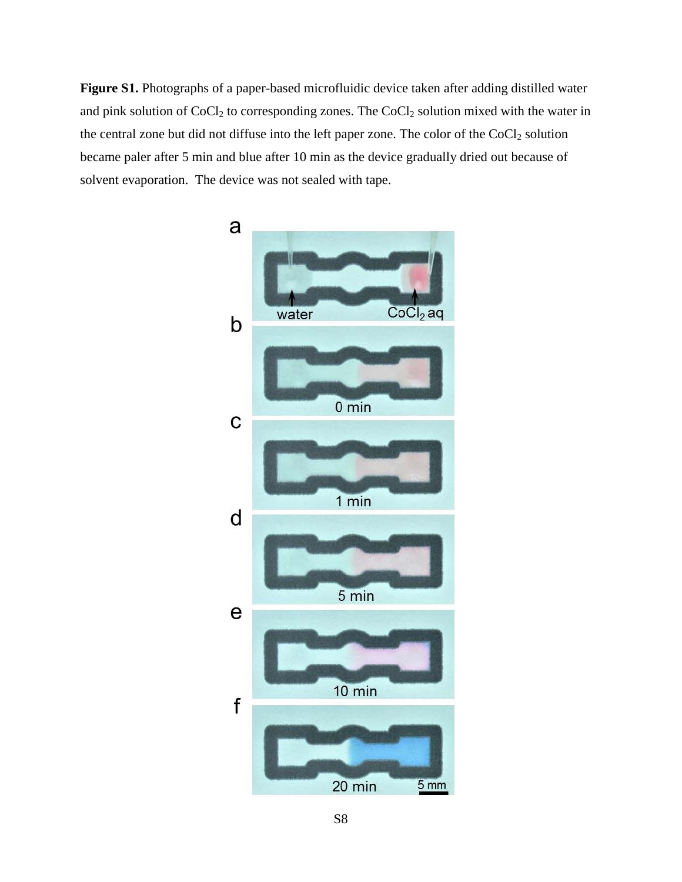**Figure S1.** Photographs of a paper-based microfluidic device taken after adding distilled water and pink solution of $CoCl_2$ to corresponding zones. The $CoCl_2$ solution mixed with the water in the central zone but did not diffuse into the left paper zone. The color of the $CoCl_2$ solution became paler after 5 min and blue after 10 min as the device gradually dried out because of solvent evaporation. The device was not sealed with tape.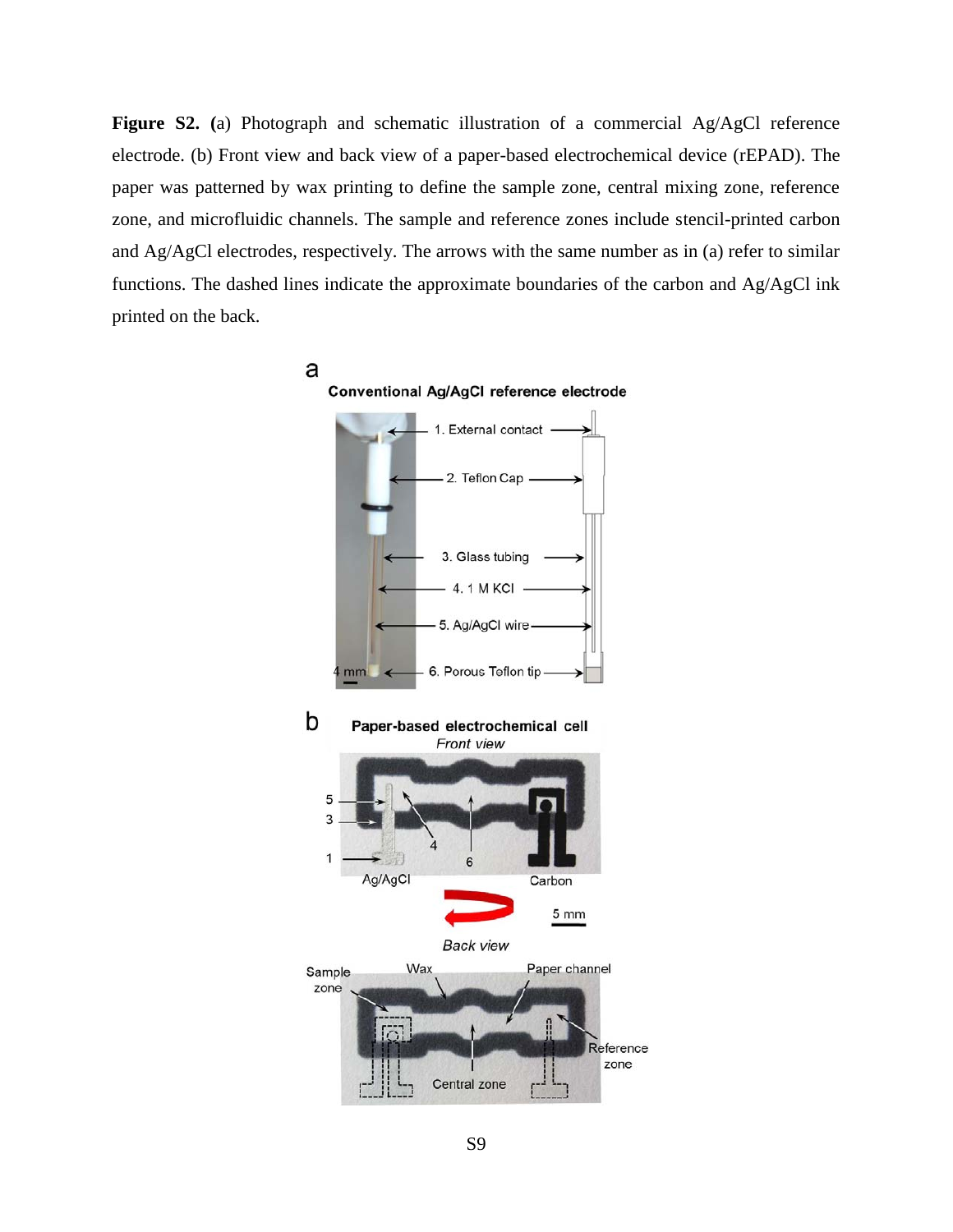**Figure S2. (**a) Photograph and schematic illustration of a commercial Ag/AgCl reference electrode. (b) Front view and back view of a paper-based electrochemical device (rEPAD). The paper was patterned by wax printing to define the sample zone, central mixing zone, reference zone, and microfluidic channels. The sample and reference zones include stencil-printed carbon and Ag/AgCl electrodes, respectively. The arrows with the same number as in (a) refer to similar functions. The dashed lines indicate the approximate boundaries of the carbon and Ag/AgCl ink printed on the back.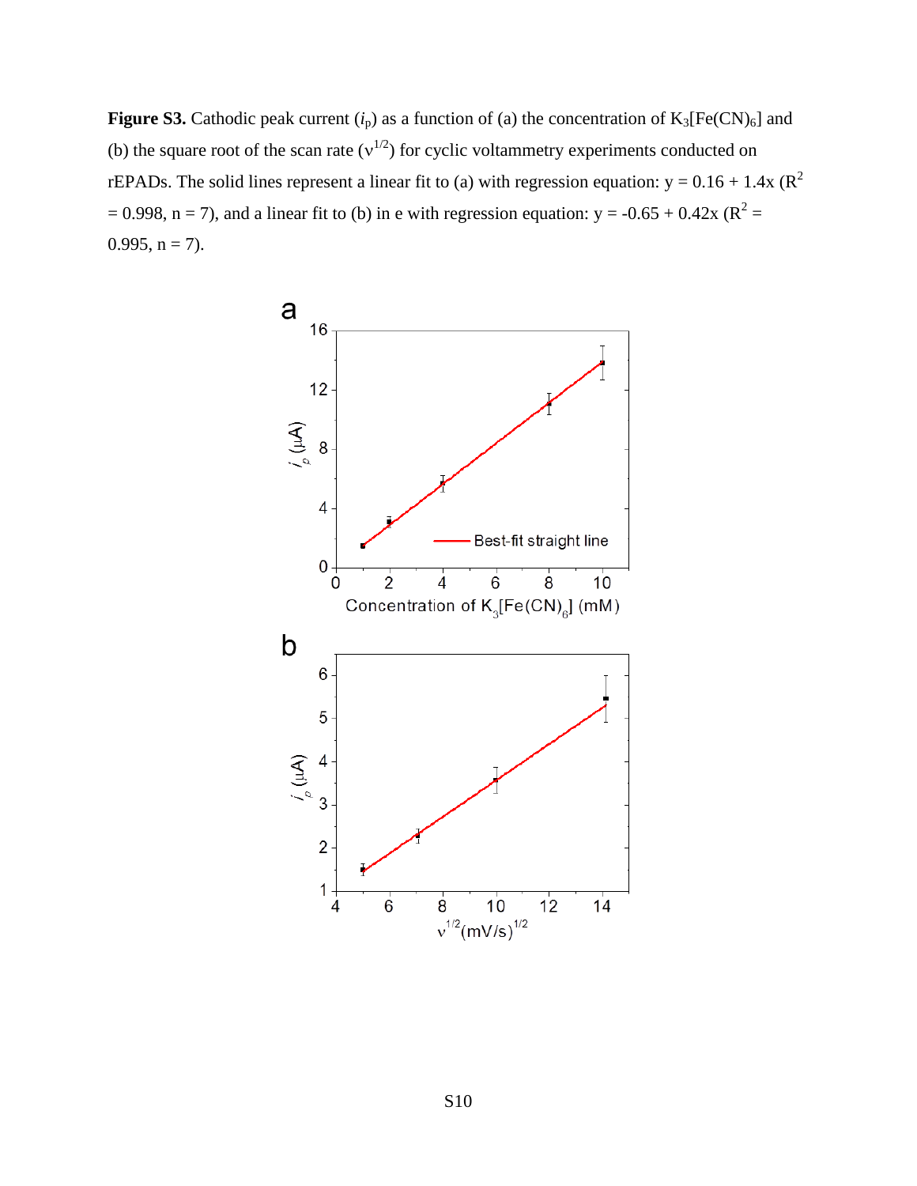**Figure S3.** Cathodic peak current ($i_p$) as a function of (a) the concentration of $K_3[Fe(CN)_6]$ and (b) the square root of the scan rate ($\nu^{1/2}$) for cyclic voltammetry experiments conducted on rEPADs. The solid lines represent a linear fit to (a) with regression equation: y = 0.16 + 1.4x ($R^2$ = 0.998, n = 7), and a linear fit to (b) in e with regression equation: y = -0.65 + 0.42x ($R^2$ = 0.995, n = 7).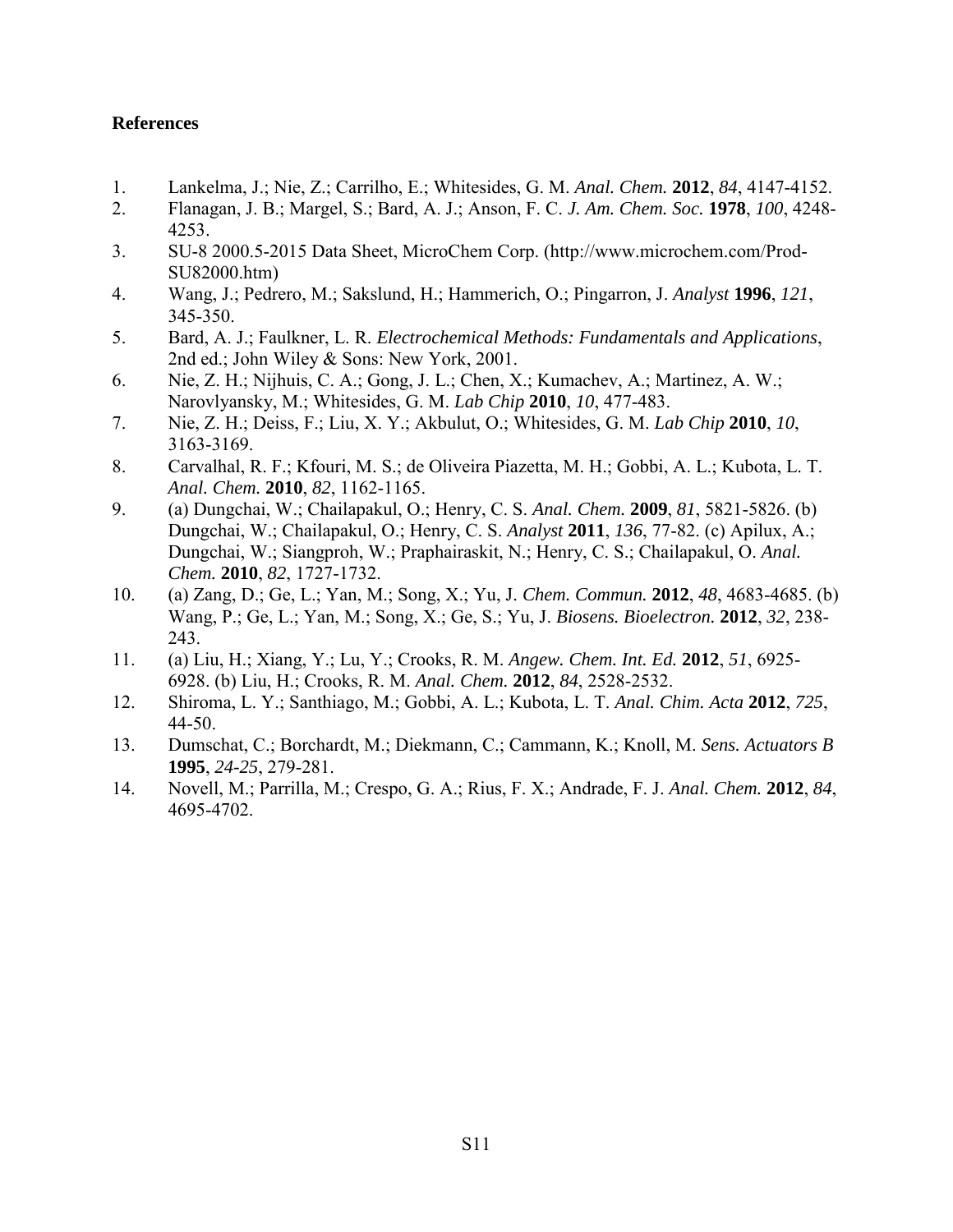## References

1. Lankelma, J.; Nie, Z.; Carrilho, E.; Whitesides, G. M. *Anal. Chem.* **2012**, *84*, 4147-4152.
2. Flanagan, J. B.; Margel, S.; Bard, A. J.; Anson, F. C. *J. Am. Chem. Soc.* **1978**, *100*, 4248-4253.
3. SU-8 2000.5-2015 Data Sheet, MicroChem Corp. (http://www.microchem.com/Prod-SU82000.htm)
4. Wang, J.; Pedrero, M.; Sakslund, H.; Hammerich, O.; Pingarron, J. *Analyst* **1996**, *121*, 345-350.
5. Bard, A. J.; Faulkner, L. R. *Electrochemical Methods: Fundamentals and Applications*, 2nd ed.; John Wiley & Sons: New York, 2001.
6. Nie, Z. H.; Nijhuis, C. A.; Gong, J. L.; Chen, X.; Kumachev, A.; Martinez, A. W.; Narovlyansky, M.; Whitesides, G. M. *Lab Chip* **2010**, *10*, 477-483.
7. Nie, Z. H.; Deiss, F.; Liu, X. Y.; Akbulut, O.; Whitesides, G. M. *Lab Chip* **2010**, *10*, 3163-3169.
8. Carvalhal, R. F.; Kfouri, M. S.; de Oliveira Piazetta, M. H.; Gobbi, A. L.; Kubota, L. T. *Anal. Chem.* **2010**, *82*, 1162-1165.
9. (a) Dungchai, W.; Chailapakul, O.; Henry, C. S. *Anal. Chem.* **2009**, *81*, 5821-5826. (b) Dungchai, W.; Chailapakul, O.; Henry, C. S. *Analyst* **2011**, *136*, 77-82. (c) Apilux, A.; Dungchai, W.; Siangproh, W.; Praphairaskit, N.; Henry, C. S.; Chailapakul, O. *Anal. Chem.* **2010**, *82*, 1727-1732.
10. (a) Zang, D.; Ge, L.; Yan, M.; Song, X.; Yu, J. *Chem. Commun.* **2012**, *48*, 4683-4685. (b) Wang, P.; Ge, L.; Yan, M.; Song, X.; Ge, S.; Yu, J. *Biosens. Bioelectron.* **2012**, *32*, 238-243.
11. (a) Liu, H.; Xiang, Y.; Lu, Y.; Crooks, R. M. *Angew. Chem. Int. Ed.* **2012**, *51*, 6925-6928. (b) Liu, H.; Crooks, R. M. *Anal. Chem.* **2012**, *84*, 2528-2532.
12. Shiroma, L. Y.; Santhiago, M.; Gobbi, A. L.; Kubota, L. T. *Anal. Chim. Acta* **2012**, *725*, 44-50.
13. Dumschat, C.; Borchardt, M.; Diekmann, C.; Cammann, K.; Knoll, M. *Sens. Actuators B* **1995**, *24-25*, 279-281.
14. Novell, M.; Parrilla, M.; Crespo, G. A.; Rius, F. X.; Andrade, F. J. *Anal. Chem.* **2012**, *84*, 4695-4702.